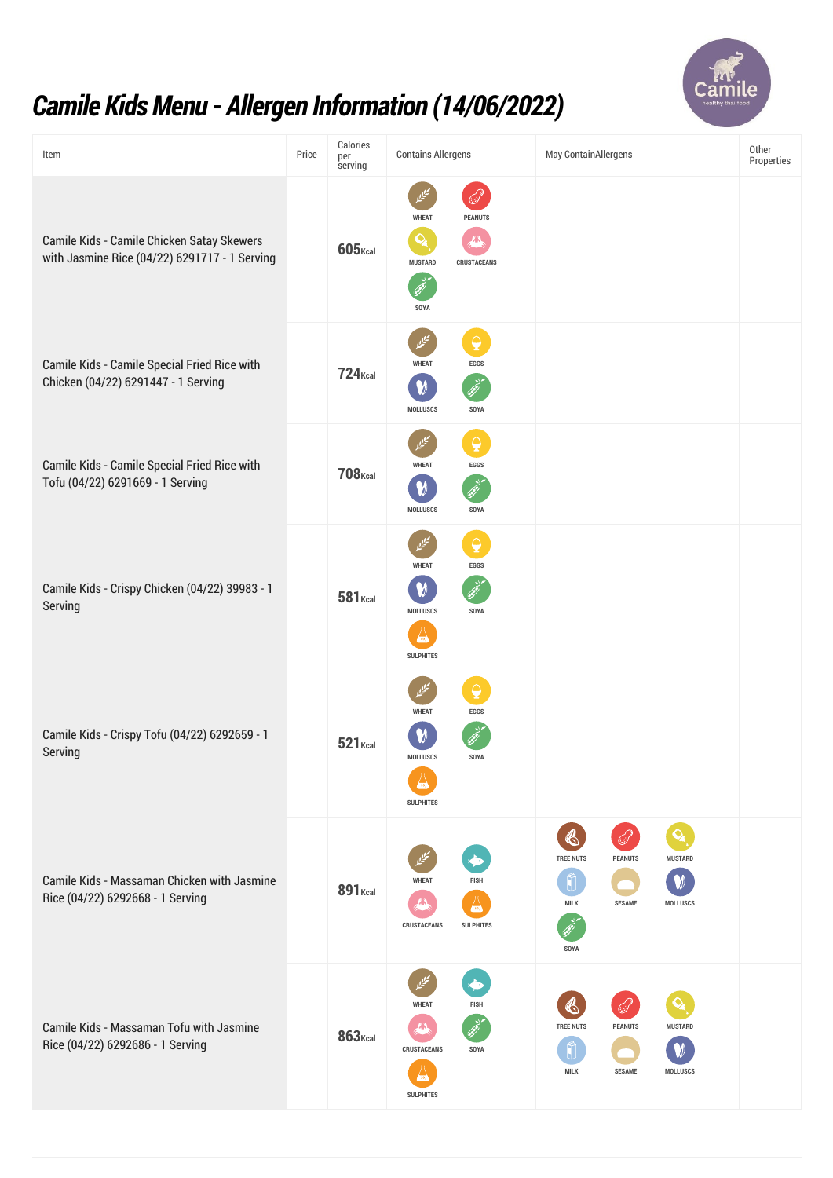# Camile Kids Menu - Allergen Information (14/06/2022)

| Item | Price | Calories per serving | Contains Allergens | May ContainAllergens | Other Properties |
|---|---|---|---|---|---|
| Camile Kids - Camile Chicken Satay Skewers with Jasmine Rice (04/22) 6291717 - 1 Serving | | 605Kcal | WHEAT, PEANUTS, MUSTARD, CRUSTACEANS, SOYA | | |
| Camile Kids - Camile Special Fried Rice with Chicken (04/22) 6291447 - 1 Serving | | 724Kcal | WHEAT, EGGS, MOLLUSCS, SOYA | | |
| Camile Kids - Camile Special Fried Rice with Tofu (04/22) 6291669 - 1 Serving | | 708Kcal | WHEAT, EGGS, MOLLUSCS, SOYA | | |
| Camile Kids - Crispy Chicken (04/22) 39983 - 1 Serving | | 581Kcal | WHEAT, EGGS, MOLLUSCS, SOYA, SULPHITES | | |
| Camile Kids - Crispy Tofu (04/22) 6292659 - 1 Serving | | 521Kcal | WHEAT, EGGS, MOLLUSCS, SOYA, SULPHITES | | |
| Camile Kids - Massaman Chicken with Jasmine Rice (04/22) 6292668 - 1 Serving | | 891Kcal | WHEAT, FISH, CRUSTACEANS, SULPHITES | TREE NUTS, PEANUTS, MUSTARD, MILK, SESAME, MOLLUSCS, SOYA | |
| Camile Kids - Massaman Tofu with Jasmine Rice (04/22) 6292686 - 1 Serving | | 863Kcal | WHEAT, FISH, CRUSTACEANS, SOYA, SULPHITES | TREE NUTS, PEANUTS, MUSTARD, MILK, SESAME, MOLLUSCS | |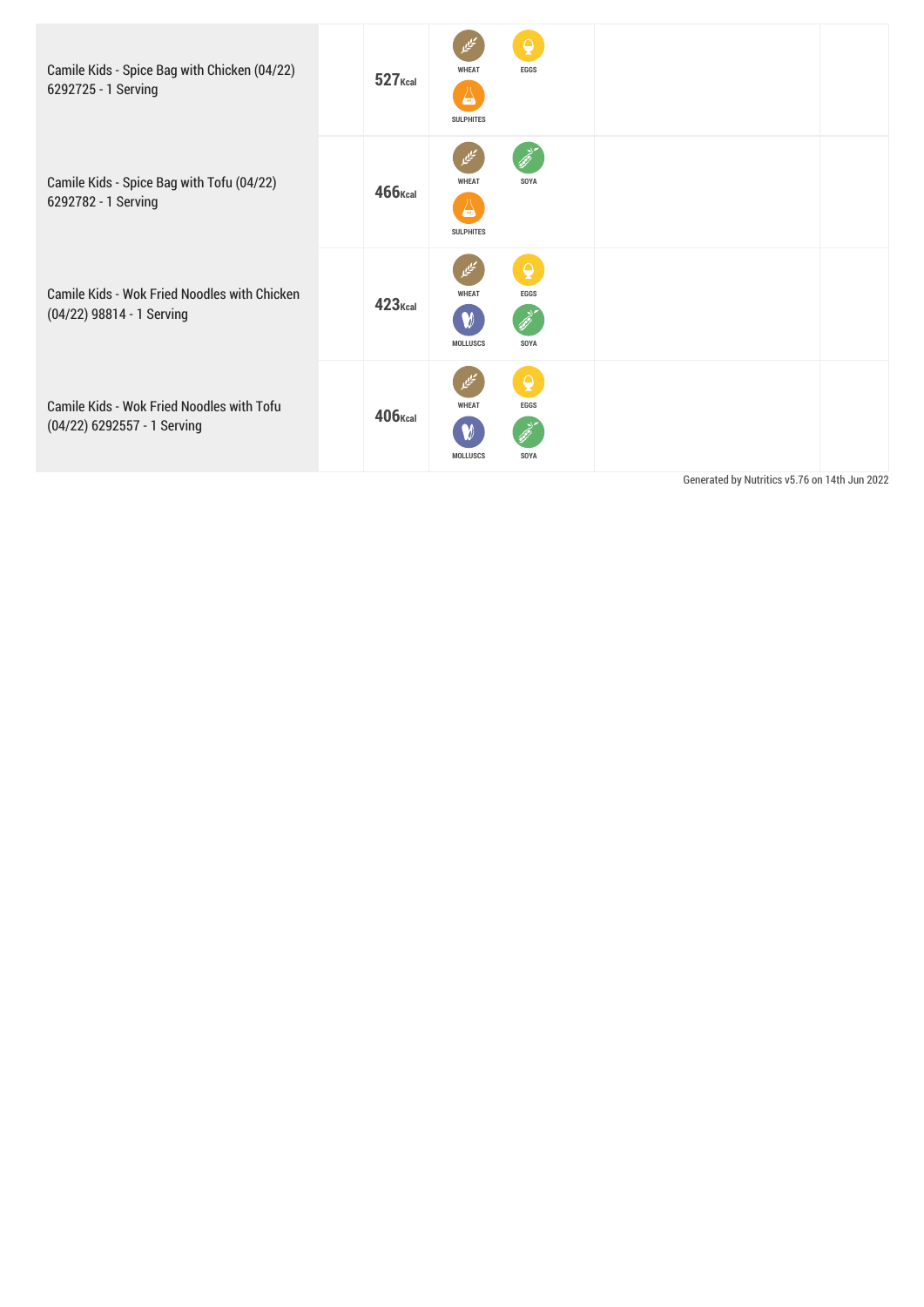| | | | | | |
|---|---|---|---|---|---|
| Camile Kids - Spice Bag with Chicken (04/22) 6292725 - 1 Serving | | 527Kcal | WHEAT, EGGS, SULPHITES | | |
| Camile Kids - Spice Bag with Tofu (04/22) 6292782 - 1 Serving | | 466Kcal | WHEAT, SOYA, SULPHITES | | |
| Camile Kids - Wok Fried Noodles with Chicken (04/22) 98814 - 1 Serving | | 423Kcal | WHEAT, EGGS, MOLLUSCS, SOYA | | |
| Camile Kids - Wok Fried Noodles with Tofu (04/22) 6292557 - 1 Serving | | 406Kcal | WHEAT, EGGS, MOLLUSCS, SOYA | | |

Generated by Nutritics v5.76 on 14th Jun 2022